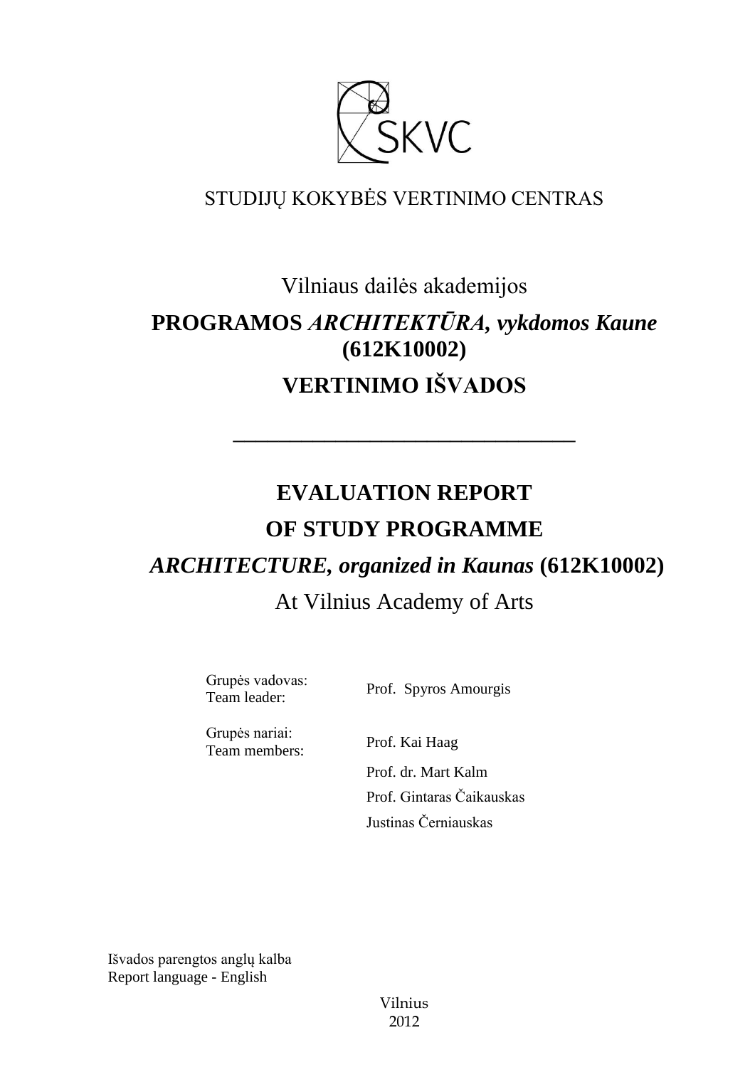SKVC

STUDIJŲ KOKYBĖS VERTINIMO CENTRAS

Vilniaus dailės akademijos

# PROGRAMOS *ARCHITEKTŪRA, vykdomos Kaune* (612K10002)

# VERTINIMO IŠVADOS

---

# EVALUATION REPORT
# OF STUDY PROGRAMME
# *ARCHITECTURE, organized in Kaunas* (612K10002)

At Vilnius Academy of Arts

| | |
|---|---|
| Grupės vadovas:<br>Team leader: | Prof. Spyros Amourgis |
| Grupės nariai:<br>Team members: | Prof. Kai Haag |
| | Prof. dr. Mart Kalm |
| | Prof. Gintaras Čaikauskas |
| | Justinas Černiauskas |

Išvados parengtos anglų kalba
Report language - English

Vilnius
2012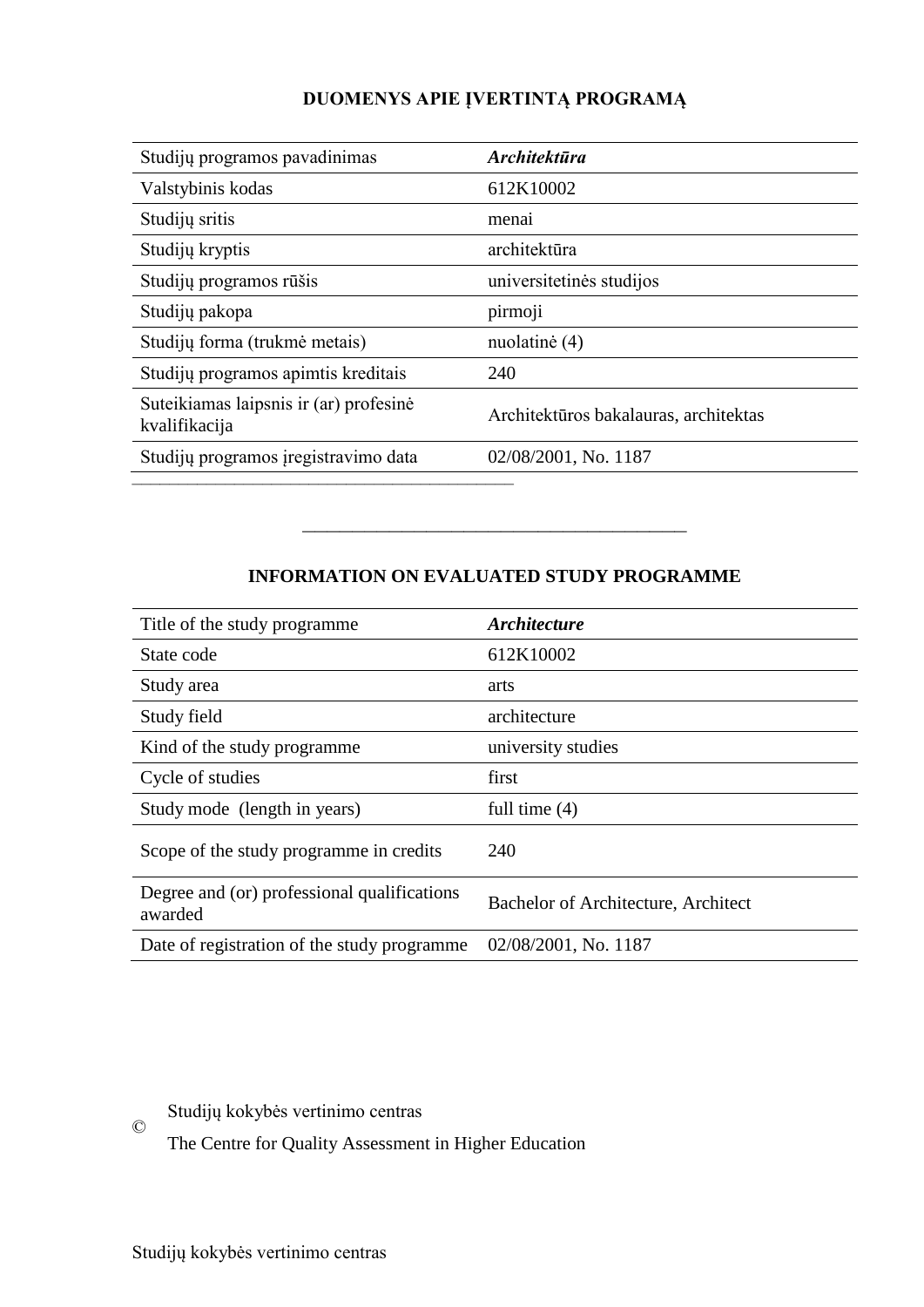## DUOMENYS APIE ĮVERTINTĄ PROGRAMĄ

| | |
|---|---|
| Studijų programos pavadinimas | ***Architektūra*** |
| Valstybinis kodas | 612K10002 |
| Studijų sritis | menai |
| Studijų kryptis | architektūra |
| Studijų programos rūšis | universitetinės studijos |
| Studijų pakopa | pirmoji |
| Studijų forma (trukmė metais) | nuolatinė (4) |
| Studijų programos apimtis kreditais | 240 |
| Suteikiamas laipsnis ir (ar) profesinė kvalifikacija | Architektūros bakalauras, architektas |
| Studijų programos įregistravimo data | 02/08/2001, No. 1187 |

———————————————————————

## INFORMATION ON EVALUATED STUDY PROGRAMME

| | |
|---|---|
| Title of the study programme | ***Architecture*** |
| State code | 612K10002 |
| Study area | arts |
| Study field | architecture |
| Kind of the study programme | university studies |
| Cycle of studies | first |
| Study mode (length in years) | full time (4) |
| Scope of the study programme in credits | 240 |
| Degree and (or) professional qualifications awarded | Bachelor of Architecture, Architect |
| Date of registration of the study programme | 02/08/2001, No. 1187 |

© Studijų kokybės vertinimo centras
The Centre for Quality Assessment in Higher Education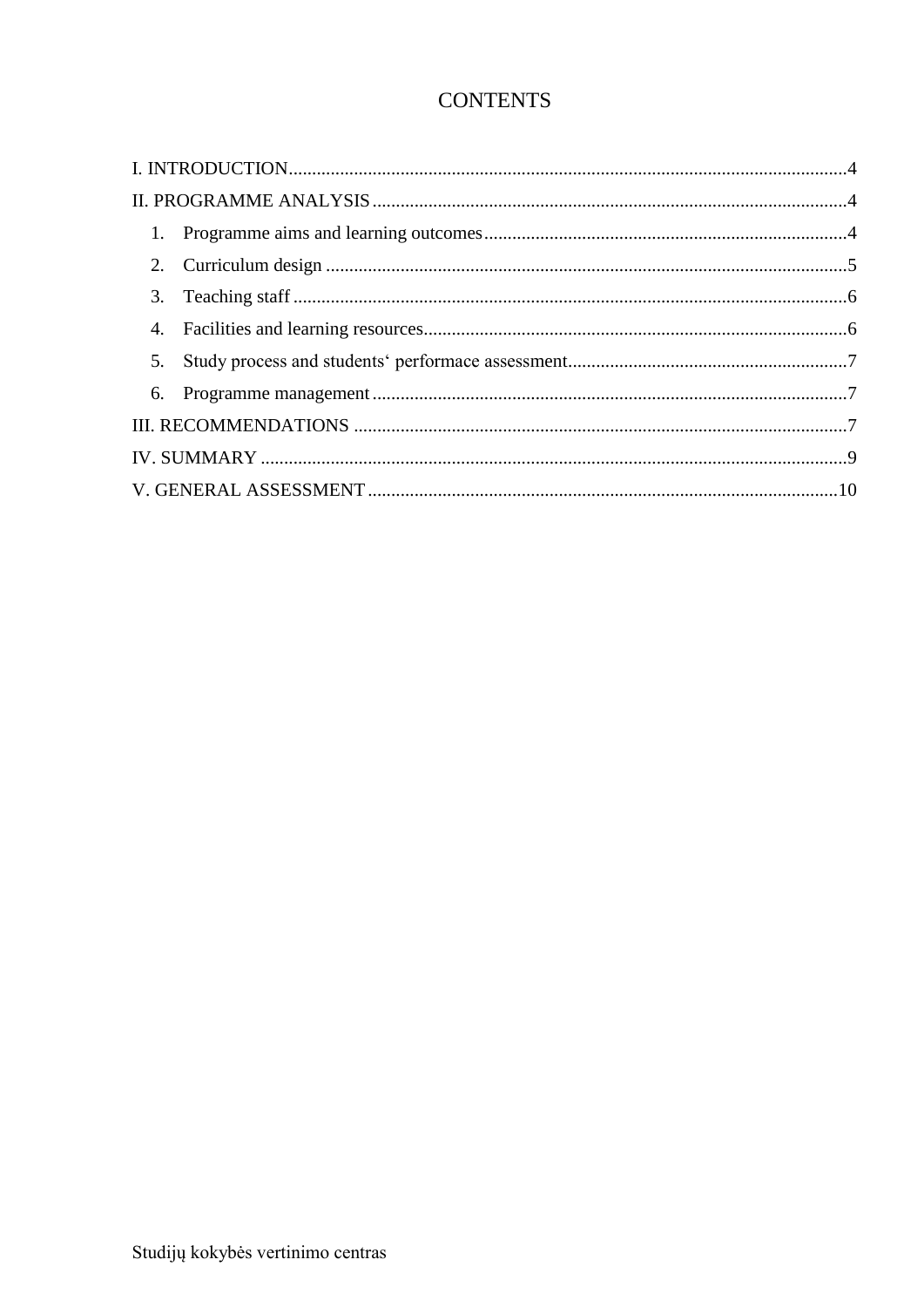# CONTENTS

I. INTRODUCTION .......................................................................................................................4

II. PROGRAMME ANALYSIS .....................................................................................................4

1. Programme aims and learning outcomes .............................................................................4
2. Curriculum design ...............................................................................................................5
3. Teaching staff ......................................................................................................................6
4. Facilities and learning resources ..........................................................................................6
5. Study process and students‘ performace assessment ............................................................7
6. Programme management .....................................................................................................7

III. RECOMMENDATIONS .........................................................................................................7

IV. SUMMARY .............................................................................................................................9

V. GENERAL ASSESSMENT .....................................................................................................10

Studijų kokybės vertinimo centras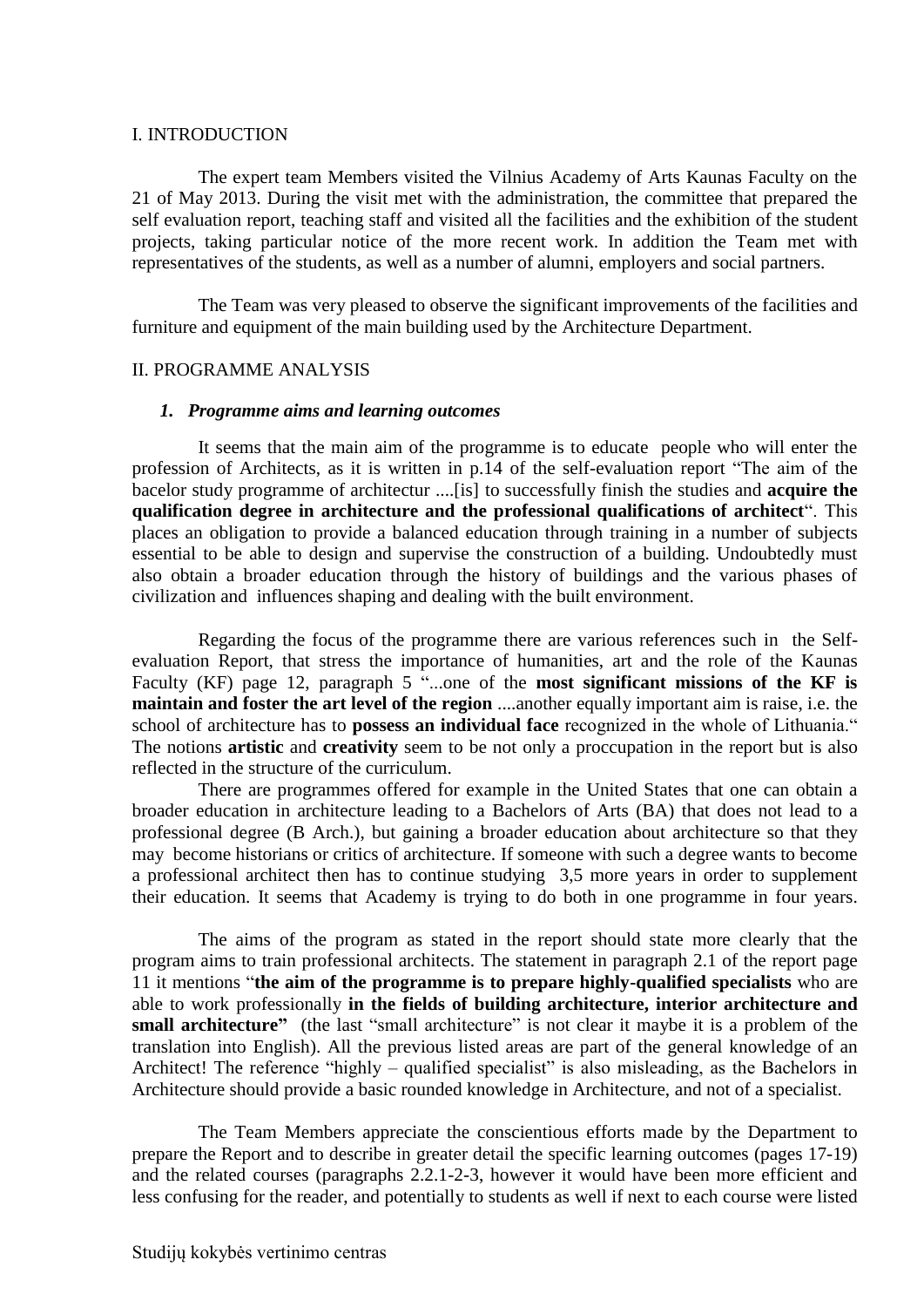# I. INTRODUCTION

The expert team Members visited the Vilnius Academy of Arts Kaunas Faculty on the 21 of May 2013. During the visit met with the administration, the committee that prepared the self evaluation report, teaching staff and visited all the facilities and the exhibition of the student projects, taking particular notice of the more recent work. In addition the Team met with representatives of the students, as well as a number of alumni, employers and social partners.

The Team was very pleased to observe the significant improvements of the facilities and furniture and equipment of the main building used by the Architecture Department.

# II. PROGRAMME ANALYSIS

### *1. Programme aims and learning outcomes*

It seems that the main aim of the programme is to educate people who will enter the profession of Architects, as it is written in p.14 of the self-evaluation report "The aim of the bacelor study programme of architectur ....[is] to successfully finish the studies and **acquire the qualification degree in architecture and the professional qualifications of architect**". This places an obligation to provide a balanced education through training in a number of subjects essential to be able to design and supervise the construction of a building. Undoubtedly must also obtain a broader education through the history of buildings and the various phases of civilization and influences shaping and dealing with the built environment.

Regarding the focus of the programme there are various references such in the Self-evaluation Report, that stress the importance of humanities, art and the role of the Kaunas Faculty (KF) page 12, paragraph 5 "...one of the **most significant missions of the KF is maintain and foster the art level of the region** ....another equally important aim is raise, i.e. the school of architecture has to **possess an individual face** recognized in the whole of Lithuania." The notions **artistic** and **creativity** seem to be not only a proccupation in the report but is also reflected in the structure of the curriculum.

There are programmes offered for example in the United States that one can obtain a broader education in architecture leading to a Bachelors of Arts (BA) that does not lead to a professional degree (B Arch.), but gaining a broader education about architecture so that they may become historians or critics of architecture. If someone with such a degree wants to become a professional architect then has to continue studying 3,5 more years in order to supplement their education. It seems that Academy is trying to do both in one programme in four years.

The aims of the program as stated in the report should state more clearly that the program aims to train professional architects. The statement in paragraph 2.1 of the report page 11 it mentions "**the aim of the programme is to prepare highly-qualified specialists** who are able to work professionally **in the fields of building architecture, interior architecture and small architecture"** (the last "small architecture" is not clear it maybe it is a problem of the translation into English). All the previous listed areas are part of the general knowledge of an Architect! The reference "highly – qualified specialist" is also misleading, as the Bachelors in Architecture should provide a basic rounded knowledge in Architecture, and not of a specialist.

The Team Members appreciate the conscientious efforts made by the Department to prepare the Report and to describe in greater detail the specific learning outcomes (pages 17-19) and the related courses (paragraphs 2.2.1-2-3, however it would have been more efficient and less confusing for the reader, and potentially to students as well if next to each course were listed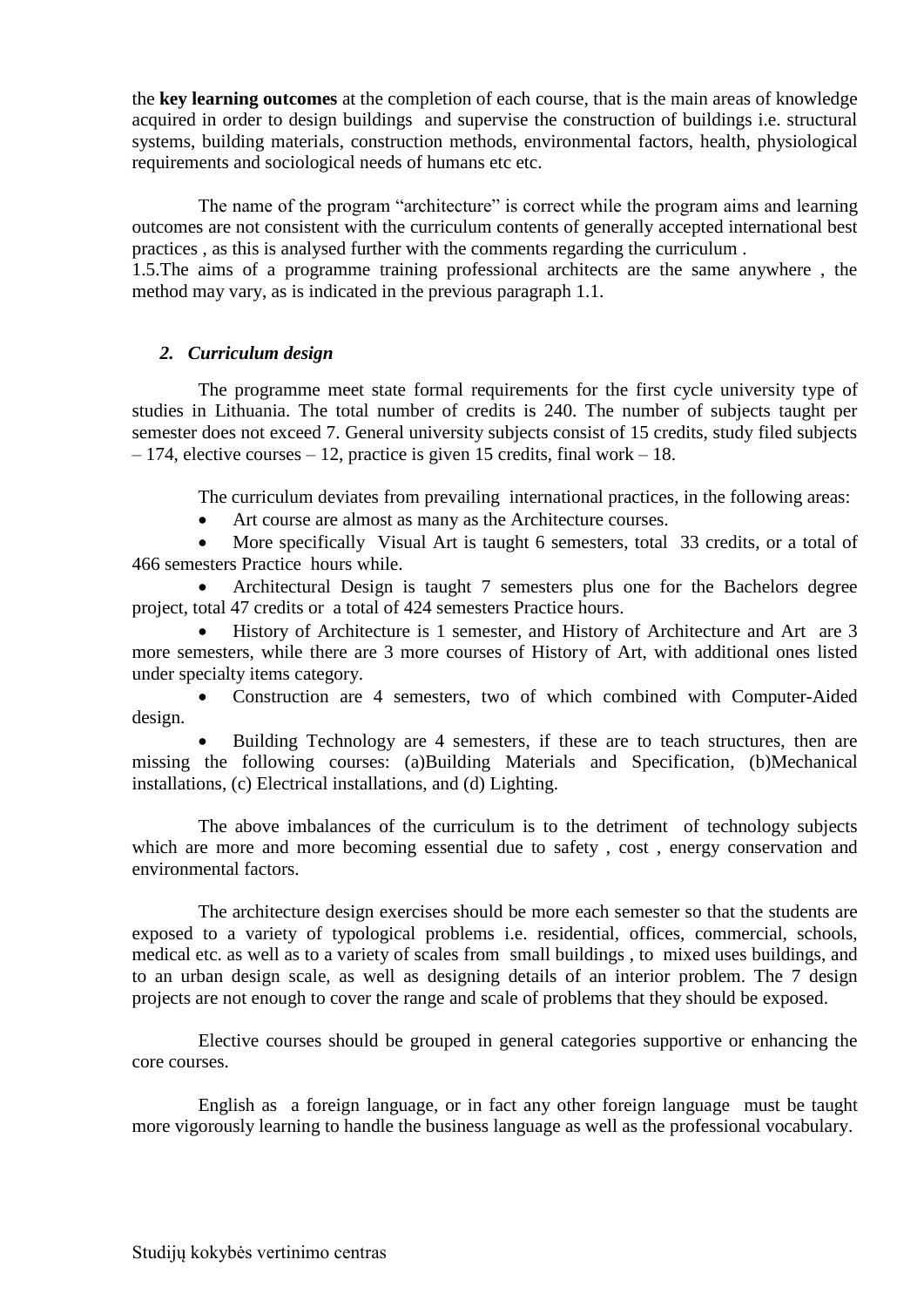the **key learning outcomes** at the completion of each course, that is the main areas of knowledge acquired in order to design buildings and supervise the construction of buildings i.e. structural systems, building materials, construction methods, environmental factors, health, physiological requirements and sociological needs of humans etc etc.

The name of the program "architecture" is correct while the program aims and learning outcomes are not consistent with the curriculum contents of generally accepted international best practices , as this is analysed further with the comments regarding the curriculum .

1.5.The aims of a programme training professional architects are the same anywhere , the method may vary, as is indicated in the previous paragraph 1.1.

## *2. Curriculum design*

The programme meet state formal requirements for the first cycle university type of studies in Lithuania. The total number of credits is 240. The number of subjects taught per semester does not exceed 7. General university subjects consist of 15 credits, study filed subjects – 174, elective courses – 12, practice is given 15 credits, final work – 18.

The curriculum deviates from prevailing international practices, in the following areas:

- Art course are almost as many as the Architecture courses.
- More specifically Visual Art is taught 6 semesters, total 33 credits, or a total of 466 semesters Practice hours while.
- Architectural Design is taught 7 semesters plus one for the Bachelors degree project, total 47 credits or a total of 424 semesters Practice hours.
- History of Architecture is 1 semester, and History of Architecture and Art are 3 more semesters, while there are 3 more courses of History of Art, with additional ones listed under specialty items category.
- Construction are 4 semesters, two of which combined with Computer-Aided design.
- Building Technology are 4 semesters, if these are to teach structures, then are missing the following courses: (a)Building Materials and Specification, (b)Mechanical installations, (c) Electrical installations, and (d) Lighting.

The above imbalances of the curriculum is to the detriment of technology subjects which are more and more becoming essential due to safety , cost , energy conservation and environmental factors.

The architecture design exercises should be more each semester so that the students are exposed to a variety of typological problems i.e. residential, offices, commercial, schools, medical etc. as well as to a variety of scales from small buildings , to mixed uses buildings, and to an urban design scale, as well as designing details of an interior problem. The 7 design projects are not enough to cover the range and scale of problems that they should be exposed.

Elective courses should be grouped in general categories supportive or enhancing the core courses.

English as a foreign language, or in fact any other foreign language must be taught more vigorously learning to handle the business language as well as the professional vocabulary.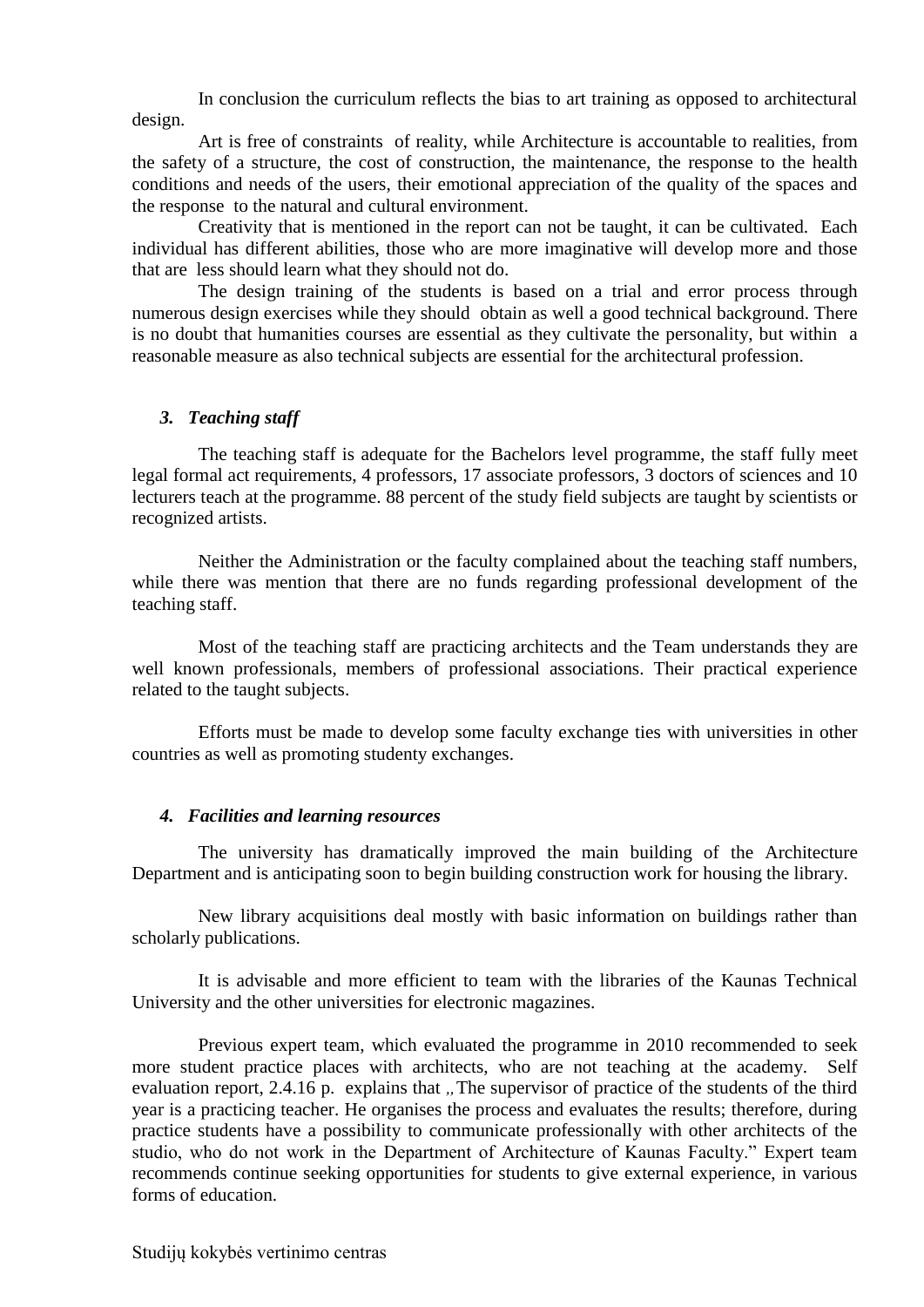In conclusion the curriculum reflects the bias to art training as opposed to architectural design.

Art is free of constraints of reality, while Architecture is accountable to realities, from the safety of a structure, the cost of construction, the maintenance, the response to the health conditions and needs of the users, their emotional appreciation of the quality of the spaces and the response to the natural and cultural environment.

Creativity that is mentioned in the report can not be taught, it can be cultivated. Each individual has different abilities, those who are more imaginative will develop more and those that are less should learn what they should not do.

The design training of the students is based on a trial and error process through numerous design exercises while they should obtain as well a good technical background. There is no doubt that humanities courses are essential as they cultivate the personality, but within a reasonable measure as also technical subjects are essential for the architectural profession.

### *3. Teaching staff*

The teaching staff is adequate for the Bachelors level programme, the staff fully meet legal formal act requirements, 4 professors, 17 associate professors, 3 doctors of sciences and 10 lecturers teach at the programme. 88 percent of the study field subjects are taught by scientists or recognized artists.

Neither the Administration or the faculty complained about the teaching staff numbers, while there was mention that there are no funds regarding professional development of the teaching staff.

Most of the teaching staff are practicing architects and the Team understands they are well known professionals, members of professional associations. Their practical experience related to the taught subjects.

Efforts must be made to develop some faculty exchange ties with universities in other countries as well as promoting studenty exchanges.

### *4. Facilities and learning resources*

The university has dramatically improved the main building of the Architecture Department and is anticipating soon to begin building construction work for housing the library.

New library acquisitions deal mostly with basic information on buildings rather than scholarly publications.

It is advisable and more efficient to team with the libraries of the Kaunas Technical University and the other universities for electronic magazines.

Previous expert team, which evaluated the programme in 2010 recommended to seek more student practice places with architects, who are not teaching at the academy. Self evaluation report, 2.4.16 p. explains that „The supervisor of practice of the students of the third year is a practicing teacher. He organises the process and evaluates the results; therefore, during practice students have a possibility to communicate professionally with other architects of the studio, who do not work in the Department of Architecture of Kaunas Faculty." Expert team recommends continue seeking opportunities for students to give external experience, in various forms of education.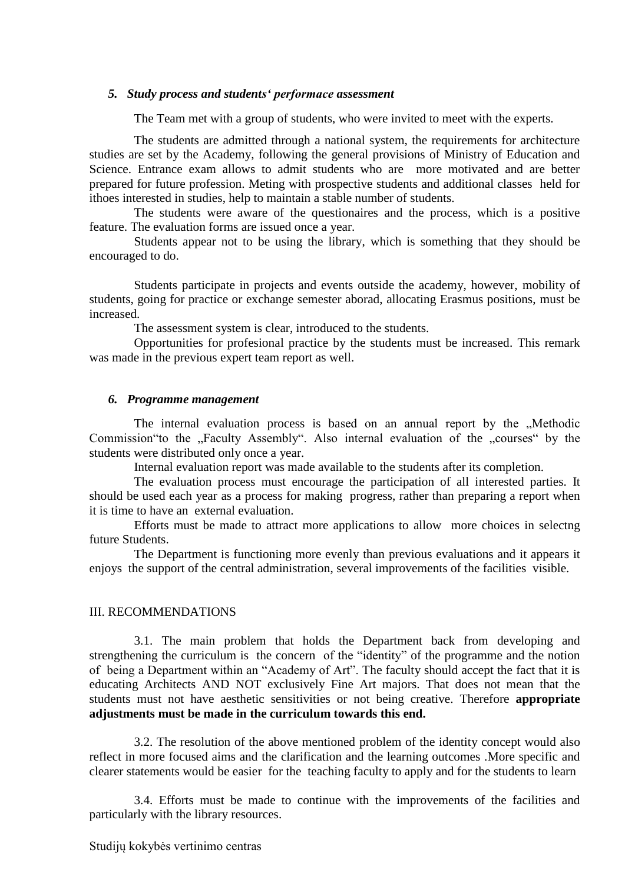### *5. Study process and students' performace assessment*

The Team met with a group of students, who were invited to meet with the experts.

The students are admitted through a national system, the requirements for architecture studies are set by the Academy, following the general provisions of Ministry of Education and Science. Entrance exam allows to admit students who are more motivated and are better prepared for future profession. Meting with prospective students and additional classes held for ithoes interested in studies, help to maintain a stable number of students.

The students were aware of the questionaires and the process, which is a positive feature. The evaluation forms are issued once a year.

Students appear not to be using the library, which is something that they should be encouraged to do.

Students participate in projects and events outside the academy, however, mobility of students, going for practice or exchange semester aborad, allocating Erasmus positions, must be increased.

The assessment system is clear, introduced to the students.

Opportunities for profesional practice by the students must be increased. This remark was made in the previous expert team report as well.

### *6. Programme management*

The internal evaluation process is based on an annual report by the „Methodic Commission"to the „Faculty Assembly". Also internal evaluation of the „courses" by the students were distributed only once a year.

Internal evaluation report was made available to the students after its completion.

The evaluation process must encourage the participation of all interested parties. It should be used each year as a process for making progress, rather than preparing a report when it is time to have an external evaluation.

Efforts must be made to attract more applications to allow more choices in selectng future Students.

The Department is functioning more evenly than previous evaluations and it appears it enjoys the support of the central administration, several improvements of the facilities visible.

## III. RECOMMENDATIONS

3.1. The main problem that holds the Department back from developing and strengthening the curriculum is the concern of the "identity" of the programme and the notion of being a Department within an "Academy of Art". The faculty should accept the fact that it is educating Architects AND NOT exclusively Fine Art majors. That does not mean that the students must not have aesthetic sensitivities or not being creative. Therefore **appropriate adjustments must be made in the curriculum towards this end.**

3.2. The resolution of the above mentioned problem of the identity concept would also reflect in more focused aims and the clarification and the learning outcomes .More specific and clearer statements would be easier for the teaching faculty to apply and for the students to learn

3.4. Efforts must be made to continue with the improvements of the facilities and particularly with the library resources.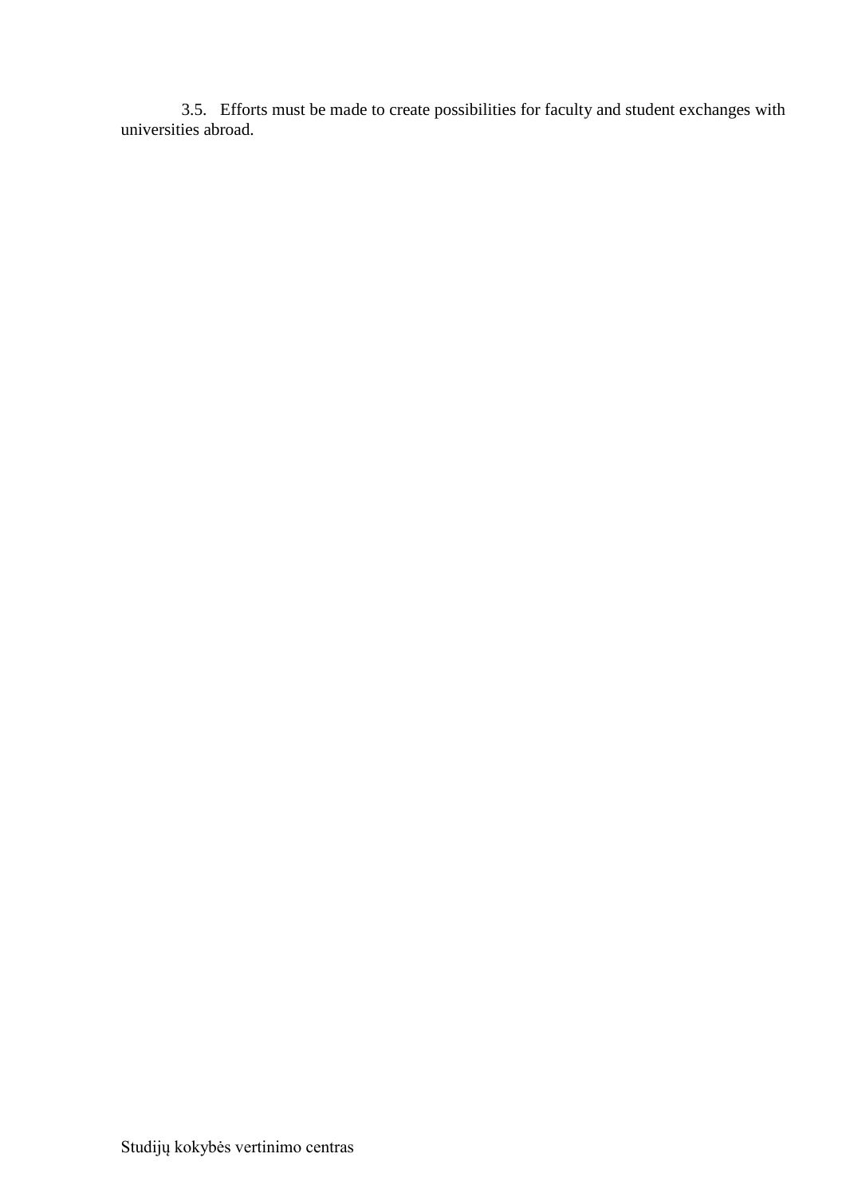3.5. Efforts must be made to create possibilities for faculty and student exchanges with universities abroad.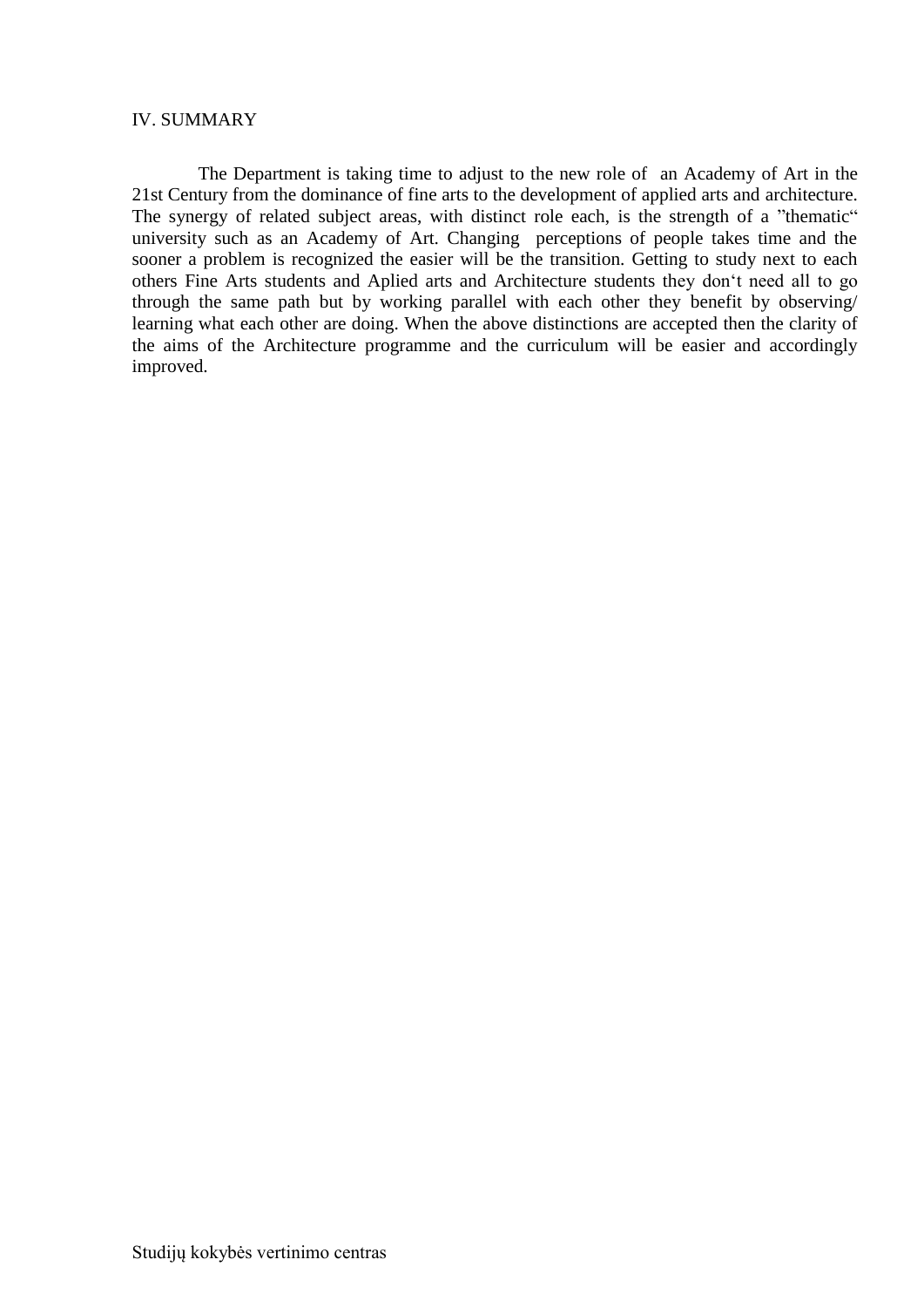## IV. SUMMARY

The Department is taking time to adjust to the new role of an Academy of Art in the 21st Century from the dominance of fine arts to the development of applied arts and architecture. The synergy of related subject areas, with distinct role each, is the strength of a ”thematic“ university such as an Academy of Art. Changing perceptions of people takes time and the sooner a problem is recognized the easier will be the transition. Getting to study next to each others Fine Arts students and Aplied arts and Architecture students they don‘t need all to go through the same path but by working parallel with each other they benefit by observing/ learning what each other are doing. When the above distinctions are accepted then the clarity of the aims of the Architecture programme and the curriculum will be easier and accordingly improved.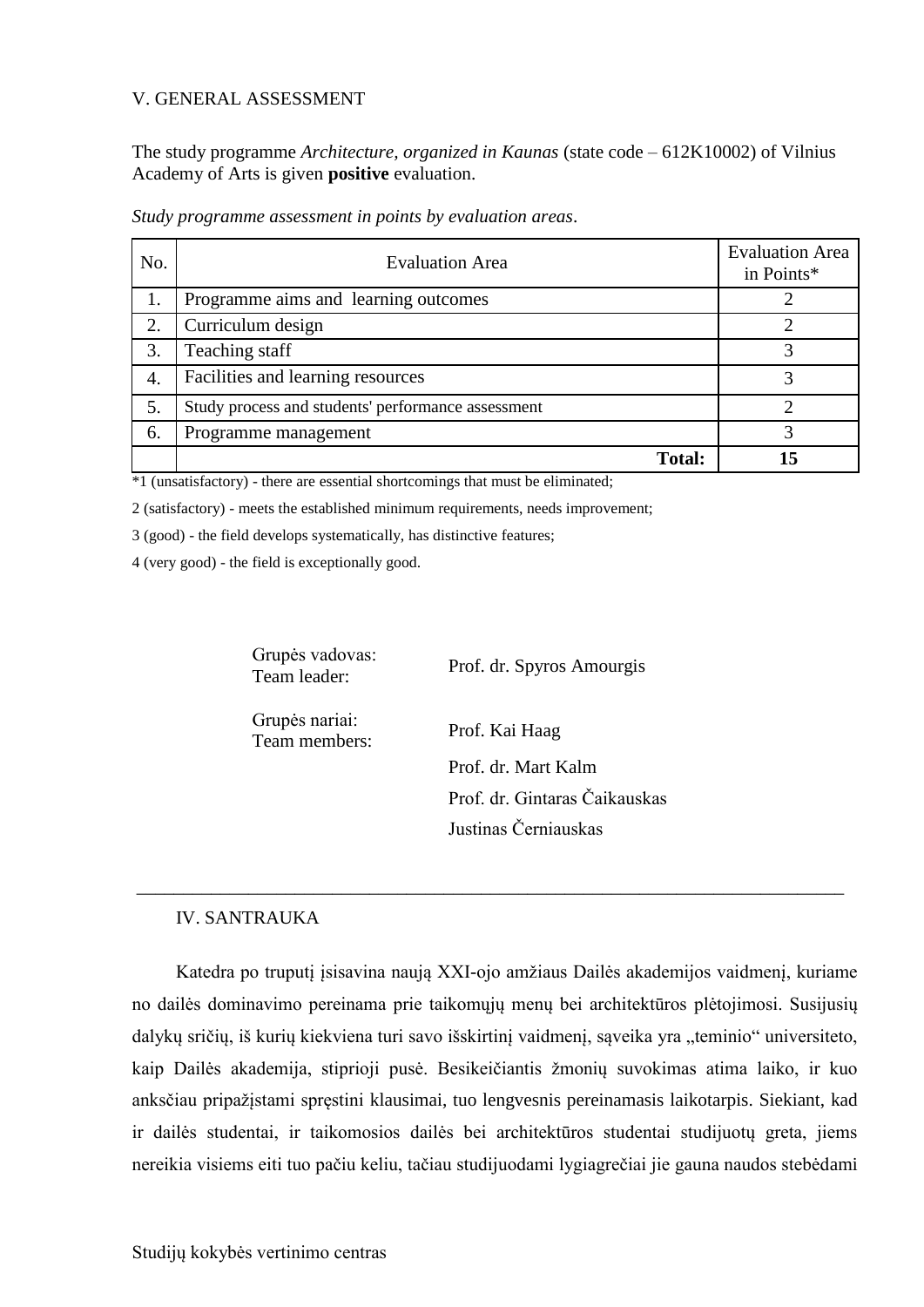## V. GENERAL ASSESSMENT

The study programme *Architecture, organized in Kaunas* (state code – 612K10002) of Vilnius Academy of Arts is given **positive** evaluation.

*Study programme assessment in points by evaluation areas*.

| No. | Evaluation Area | Evaluation Area in Points* |
|---|---|---|
| 1. | Programme aims and learning outcomes | 2 |
| 2. | Curriculum design | 2 |
| 3. | Teaching staff | 3 |
| 4. | Facilities and learning resources | 3 |
| 5. | Study process and students' performance assessment | 2 |
| 6. | Programme management | 3 |
| | **Total:** | **15** |

*1 (unsatisfactory) - there are essential shortcomings that must be eliminated;

2 (satisfactory) - meets the established minimum requirements, needs improvement;

3 (good) - the field develops systematically, has distinctive features;

4 (very good) - the field is exceptionally good.

Grupės vadovas:
Team leader: Prof. dr. Spyros Amourgis

Grupės nariai:
Team members: Prof. Kai Haag

Prof. dr. Mart Kalm

Prof. dr. Gintaras Čaikauskas

Justinas Černiauskas

---

## IV. SANTRAUKA

Katedra po truputį įsisavina naują XXI-ojo amžiaus Dailės akademijos vaidmenį, kuriame no dailės dominavimo pereinama prie taikomųjų menų bei architektūros plėtojimosi. Susijusių dalykų sričių, iš kurių kiekviena turi savo išskirtinį vaidmenį, sąveika yra „teminio" universiteto, kaip Dailės akademija, stiprioji pusė. Besikeičiantis žmonių suvokimas atima laiko, ir kuo anksčiau pripažįstami spręstini klausimai, tuo lengvesnis pereinamasis laikotarpis. Siekiant, kad ir dailės studentai, ir taikomosios dailės bei architektūros studentai studijuotų greta, jiems nereikia visiems eiti tuo pačiu keliu, tačiau studijuodami lygiagrečiai jie gauna naudos stebėdami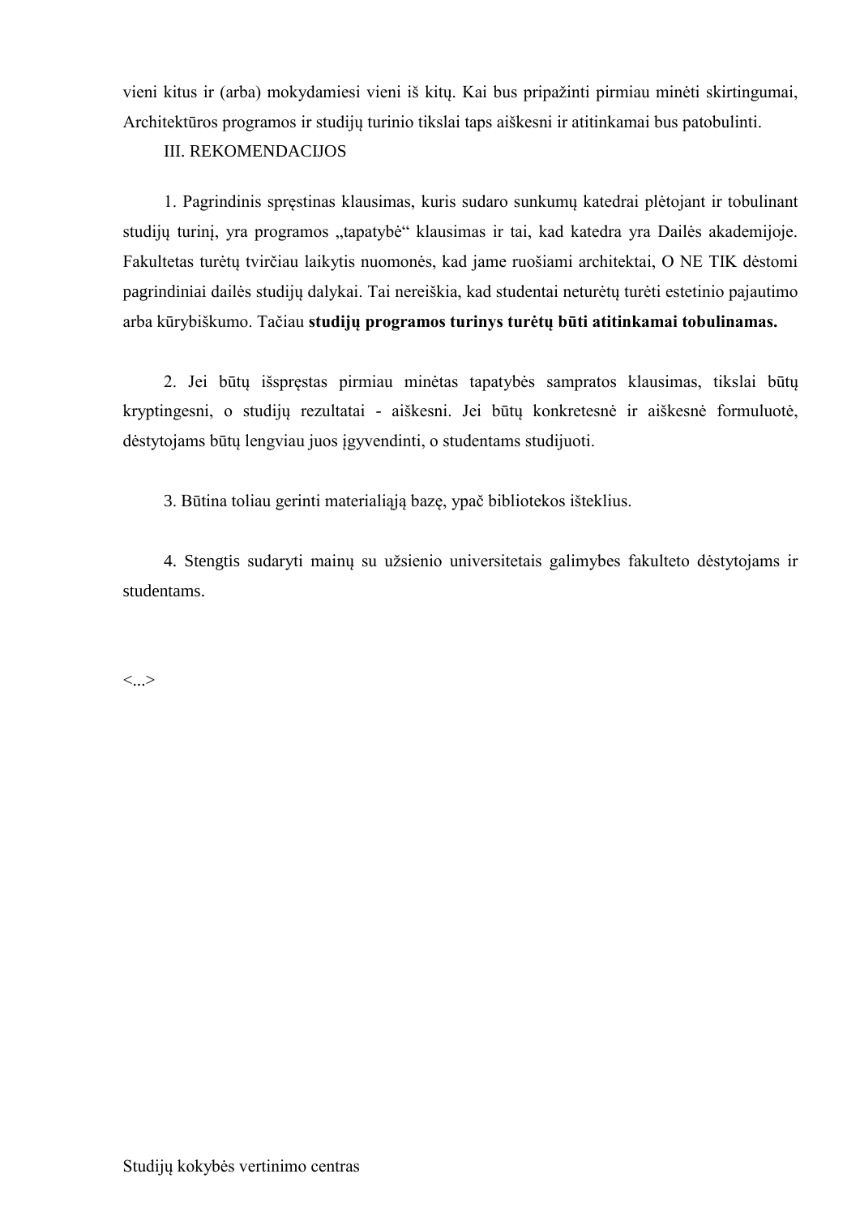vieni kitus ir (arba) mokydamiesi vieni iš kitų. Kai bus pripažinti pirmiau minėti skirtingumai, Architektūros programos ir studijų turinio tikslai taps aiškesni ir atitinkamai bus patobulinti.

III. REKOMENDACIJOS

1. Pagrindinis spręstinas klausimas, kuris sudaro sunkumų katedrai plėtojant ir tobulinant studijų turinį, yra programos „tapatybė" klausimas ir tai, kad katedra yra Dailės akademijoje. Fakultetas turėtų tvirčiau laikytis nuomonės, kad jame ruošiami architektai, O NE TIK dėstomi pagrindiniai dailės studijų dalykai. Tai nereiškia, kad studentai neturėtų turėti estetinio pajautimo arba kūrybiškumo. Tačiau **studijų programos turinys turėtų būti atitinkamai tobulinamas.**

2. Jei būtų išspręstas pirmiau minėtas tapatybės sampratos klausimas, tikslai būtų kryptingesni, o studijų rezultatai - aiškesni. Jei būtų konkretesnė ir aiškesnė formuluotė, dėstytojams būtų lengviau juos įgyvendinti, o studentams studijuoti.

3. Būtina toliau gerinti materialiąją bazę, ypač bibliotekos išteklius.

4. Stengtis sudaryti mainų su užsienio universitetais galimybes fakulteto dėstytojams ir studentams.

<...>

Studijų kokybės vertinimo centras